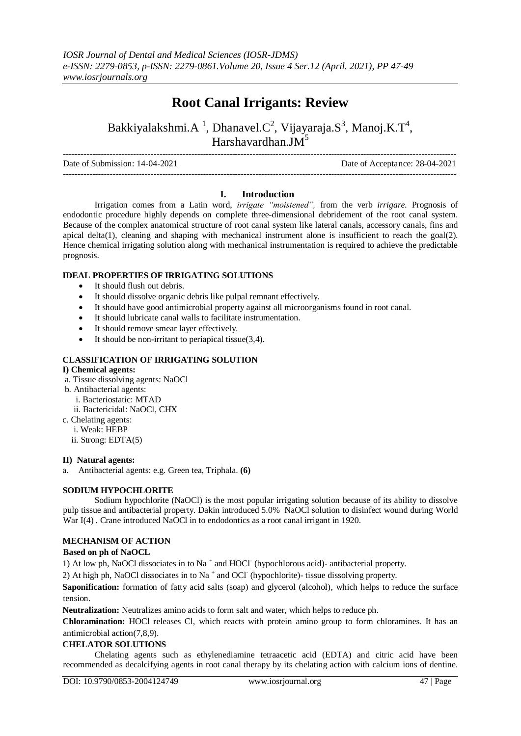# Root Canal Irrigants: Review

Bakkiyalakshmi.A [1], Dhanavel.C[2], Vijayaraja.S[3], Manoj.K.T[4], Harshavardhan.JM[5]

Date of Submission: 14-04-2021 Date of Acceptance: 28-04-2021

## I. Introduction

Irrigation comes from a Latin word, *irrigate "moistened",* from the verb *irrigare.* Prognosis of endodontic procedure highly depends on complete three-dimensional debridement of the root canal system. Because of the complex anatomical structure of root canal system like lateral canals, accessory canals, fins and apical delta(1), cleaning and shaping with mechanical instrument alone is insufficient to reach the goal(2). Hence chemical irrigating solution along with mechanical instrumentation is required to achieve the predictable prognosis.

### IDEAL PROPERTIES OF IRRIGATING SOLUTIONS

- It should flush out debris.
- It should dissolve organic debris like pulpal remnant effectively.
- It should have good antimicrobial property against all microorganisms found in root canal.
- It should lubricate canal walls to facilitate instrumentation.
- It should remove smear layer effectively.
- It should be non-irritant to periapical tissue(3,4).

### CLASSIFICATION OF IRRIGATING SOLUTION

**I) Chemical agents:**

a. Tissue dissolving agents: NaOCl
b. Antibacterial agents:
  i. Bacteriostatic: MTAD
  ii. Bactericidal: NaOCl, CHX
c. Chelating agents:
  i. Weak: HEBP
  ii. Strong: EDTA(5)

**II) Natural agents:**

a. Antibacterial agents: e.g. Green tea, Triphala. **(6)**

### SODIUM HYPOCHLORITE

Sodium hypochlorite (NaOCl) is the most popular irrigating solution because of its ability to dissolve pulp tissue and antibacterial property. Dakin introduced 5.0% NaOCl solution to disinfect wound during World War I(4) . Crane introduced NaOCl in to endodontics as a root canal irrigant in 1920.

### MECHANISM OF ACTION

**Based on ph of NaOCL**

1) At low ph, NaOCl dissociates in to $Na^+$ and $HOCl^-$ (hypochlorous acid)- antibacterial property.

2) At high ph, NaOCl dissociates in to $Na^+$ and $OCl^-$ (hypochlorite)- tissue dissolving property.

**Saponification:** formation of fatty acid salts (soap) and glycerol (alcohol), which helps to reduce the surface tension.

**Neutralization:** Neutralizes amino acids to form salt and water, which helps to reduce ph.

**Chloramination:** HOCl releases Cl, which reacts with protein amino group to form chloramines. It has an antimicrobial action(7,8,9).

### CHELATOR SOLUTIONS

Chelating agents such as ethylenediamine tetraacetic acid (EDTA) and citric acid have been recommended as decalcifying agents in root canal therapy by its chelating action with calcium ions of dentine.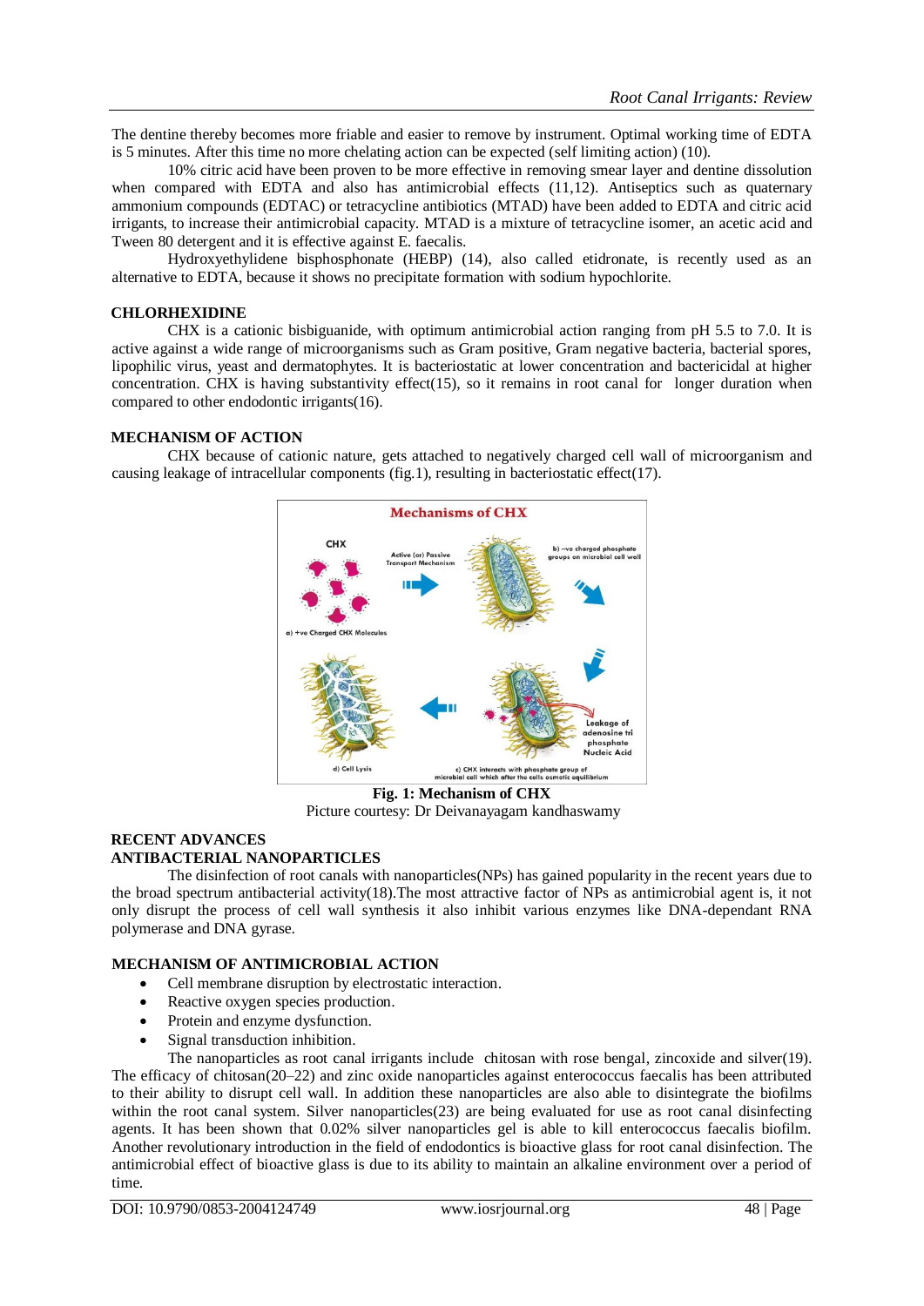The dentine thereby becomes more friable and easier to remove by instrument. Optimal working time of EDTA is 5 minutes. After this time no more chelating action can be expected (self limiting action) (10).

10% citric acid have been proven to be more effective in removing smear layer and dentine dissolution when compared with EDTA and also has antimicrobial effects (11,12). Antiseptics such as quaternary ammonium compounds (EDTAC) or tetracycline antibiotics (MTAD) have been added to EDTA and citric acid irrigants, to increase their antimicrobial capacity. MTAD is a mixture of tetracycline isomer, an acetic acid and Tween 80 detergent and it is effective against E. faecalis.

Hydroxyethylidene bisphosphonate (HEBP) (14), also called etidronate, is recently used as an alternative to EDTA, because it shows no precipitate formation with sodium hypochlorite.

## CHLORHEXIDINE

CHX is a cationic bisbiguanide, with optimum antimicrobial action ranging from pH 5.5 to 7.0. It is active against a wide range of microorganisms such as Gram positive, Gram negative bacteria, bacterial spores, lipophilic virus, yeast and dermatophytes. It is bacteriostatic at lower concentration and bactericidal at higher concentration. CHX is having substantivity effect(15), so it remains in root canal for longer duration when compared to other endodontic irrigants(16).

## MECHANISM OF ACTION

CHX because of cationic nature, gets attached to negatively charged cell wall of microorganism and causing leakage of intracellular components (fig.1), resulting in bacteriostatic effect(17).

**Fig. 1: Mechanism of CHX**

Picture courtesy: Dr Deivanayagam kandhaswamy

## RECENT ADVANCES

## ANTIBACTERIAL NANOPARTICLES

The disinfection of root canals with nanoparticles(NPs) has gained popularity in the recent years due to the broad spectrum antibacterial activity(18).The most attractive factor of NPs as antimicrobial agent is, it not only disrupt the process of cell wall synthesis it also inhibit various enzymes like DNA-dependant RNA polymerase and DNA gyrase.

## MECHANISM OF ANTIMICROBIAL ACTION

- Cell membrane disruption by electrostatic interaction.
- Reactive oxygen species production.
- Protein and enzyme dysfunction.
- Signal transduction inhibition.

The nanoparticles as root canal irrigants include chitosan with rose bengal, zincoxide and silver(19). The efficacy of chitosan(20–22) and zinc oxide nanoparticles against enterococcus faecalis has been attributed to their ability to disrupt cell wall. In addition these nanoparticles are also able to disintegrate the biofilms within the root canal system. Silver nanoparticles(23) are being evaluated for use as root canal disinfecting agents. It has been shown that 0.02% silver nanoparticles gel is able to kill enterococcus faecalis biofilm. Another revolutionary introduction in the field of endodontics is bioactive glass for root canal disinfection. The antimicrobial effect of bioactive glass is due to its ability to maintain an alkaline environment over a period of time.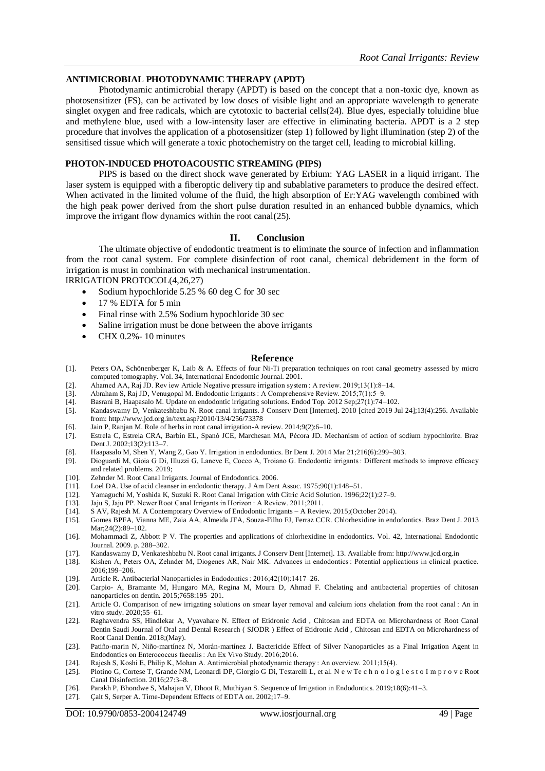### ANTIMICROBIAL PHOTODYNAMIC THERAPY (APDT)

Photodynamic antimicrobial therapy (APDT) is based on the concept that a non-toxic dye, known as photosensitizer (FS), can be activated by low doses of visible light and an appropriate wavelength to generate singlet oxygen and free radicals, which are cytotoxic to bacterial cells(24). Blue dyes, especially toluidine blue and methylene blue, used with a low-intensity laser are effective in eliminating bacteria. APDT is a 2 step procedure that involves the application of a photosensitizer (step 1) followed by light illumination (step 2) of the sensitised tissue which will generate a toxic photochemistry on the target cell, leading to microbial killing.

### PHOTON-INDUCED PHOTOACOUSTIC STREAMING (PIPS)

PIPS is based on the direct shock wave generated by Erbium: YAG LASER in a liquid irrigant. The laser system is equipped with a fiberoptic delivery tip and subablative parameters to produce the desired effect. When activated in the limited volume of the fluid, the high absorption of Er:YAG wavelength combined with the high peak power derived from the short pulse duration resulted in an enhanced bubble dynamics, which improve the irrigant flow dynamics within the root canal(25).

## II. Conclusion

The ultimate objective of endodontic treatment is to eliminate the source of infection and inflammation from the root canal system. For complete disinfection of root canal, chemical debridement in the form of irrigation is must in combination with mechanical instrumentation.

IRRIGATION PROTOCOL(4,26,27)

- Sodium hypochloride 5.25 % 60 deg C for 30 sec
- 17 % EDTA for 5 min
- Final rinse with 2.5% Sodium hypochloride 30 sec
- Saline irrigation must be done between the above irrigants
- CHX 0.2%- 10 minutes

## Reference

[1]. Peters OA, Schönenberger K, Laib & A. Effects of four Ni-Ti preparation techniques on root canal geometry assessed by micro computed tomography. Vol. 34, International Endodontic Journal. 2001.

[2]. Ahamed AA, Raj JD. Rev iew Article Negative pressure irrigation system : A review. 2019;13(1):8–14.

[3]. Abraham S, Raj JD, Venugopal M. Endodontic Irrigants : A Comprehensive Review. 2015;7(1):5–9.

[4]. Basrani B, Haapasalo M. Update on endodontic irrigating solutions. Endod Top. 2012 Sep;27(1):74–102.

[5]. Kandaswamy D, Venkateshbabu N. Root canal irrigants. J Conserv Dent [Internet]. 2010 [cited 2019 Jul 24];13(4):256. Available from: http://www.jcd.org.in/text.asp?2010/13/4/256/73378

[6]. Jain P, Ranjan M. Role of herbs in root canal irrigation-A review. 2014;9(2):6–10.

[7]. Estrela C, Estrela CRA, Barbin EL, Spanó JCE, Marchesan MA, Pécora JD. Mechanism of action of sodium hypochlorite. Braz Dent J. 2002;13(2):113–7.

[8]. Haapasalo M, Shen Y, Wang Z, Gao Y. Irrigation in endodontics. Br Dent J. 2014 Mar 21;216(6):299–303.

[9]. Dioguardi M, Gioia G Di, Illuzzi G, Laneve E, Cocco A, Troiano G. Endodontic irrigants : Different methods to improve efficacy and related problems. 2019;

[10]. Zehnder M. Root Canal Irrigants. Journal of Endodontics. 2006.

[11]. Loel DA. Use of acid cleanser in endodontic therapy. J Am Dent Assoc. 1975;90(1):148–51.

[12]. Yamaguchi M, Yoshida K, Suzuki R. Root Canal Irrigation with Citric Acid Solution. 1996;22(1):27–9.

[13]. Jaju S, Jaju PP. Newer Root Canal Irrigants in Horizon : A Review. 2011;2011.

[14]. S AV, Rajesh M. A Contemporary Overview of Endodontic Irrigants – A Review. 2015;(October 2014).

[15]. Gomes BPFA, Vianna ME, Zaia AA, Almeida JFA, Souza-Filho FJ, Ferraz CCR. Chlorhexidine in endodontics. Braz Dent J. 2013 Mar;24(2):89–102.

[16]. Mohammadi Z, Abbott P V. The properties and applications of chlorhexidine in endodontics. Vol. 42, International Endodontic Journal. 2009. p. 288–302.

[17]. Kandaswamy D, Venkateshbabu N. Root canal irrigants. J Conserv Dent [Internet]. 13. Available from: http://www.jcd.org.in

[18]. Kishen A, Peters OA, Zehnder M, Diogenes AR, Nair MK. Advances in endodontics : Potential applications in clinical practice. 2016;199–206.

[19]. Article R. Antibacterial Nanoparticles in Endodontics : 2016;42(10):1417–26.

[20]. Carpio- A, Bramante M, Hungaro MA, Regina M, Moura D, Ahmad F. Chelating and antibacterial properties of chitosan nanoparticles on dentin. 2015;7658:195–201.

[21]. Article O. Comparison of new irrigating solutions on smear layer removal and calcium ions chelation from the root canal : An in vitro study. 2020;55–61.

[22]. Raghavendra SS, Hindlekar A, Vyavahare N. Effect of Etidronic Acid , Chitosan and EDTA on Microhardness of Root Canal Dentin Saudi Journal of Oral and Dental Research ( SJODR ) Effect of Etidronic Acid , Chitosan and EDTA on Microhardness of Root Canal Dentin. 2018;(May).

[23]. Patiño-marin N, Niño-martínez N, Morán-martínez J. Bactericide Effect of Silver Nanoparticles as a Final Irrigation Agent in Endodontics on Enterococcus faecalis : An Ex Vivo Study. 2016;2016.

[24]. Rajesh S, Koshi E, Philip K, Mohan A. Antimicrobial photodynamic therapy : An overview. 2011;15(4).

[25]. Plotino G, Cortese T, Grande NM, Leonardi DP, Giorgio G Di, Testarelli L, et al. N e w Te c h n o l o g i e s t o I m p r o v e Root Canal Disinfection. 2016;27:3–8.

[26]. Parakh P, Bhondwe S, Mahajan V, Dhoot R, Muthiyan S. Sequence of Irrigation in Endodontics. 2019;18(6):41–3.

[27]. Çalt S, Serper A. Time-Dependent Effects of EDTA on. 2002;17–9.